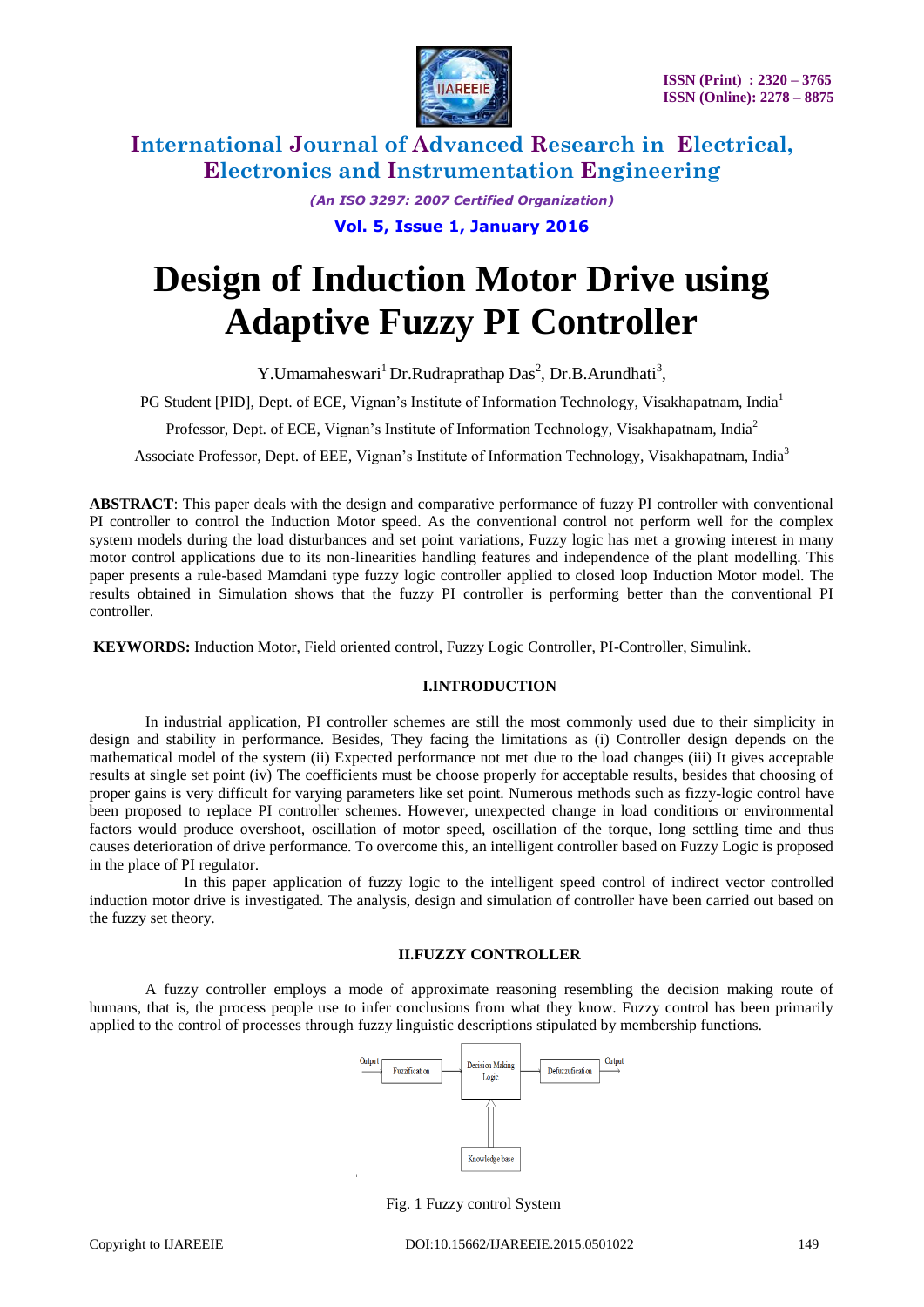# Design of Induction Motor Drive using Adaptive Fuzzy PI Controller

Y.Umamaheswari[1] Dr.Rudraprathap Das[2], Dr.B.Arundhati[3],

PG Student [PID], Dept. of ECE, Vignan's Institute of Information Technology, Visakhapatnam, India[1]

Professor, Dept. of ECE, Vignan's Institute of Information Technology, Visakhapatnam, India[2]

Associate Professor, Dept. of EEE, Vignan's Institute of Information Technology, Visakhapatnam, India[3]

**ABSTRACT**: This paper deals with the design and comparative performance of fuzzy PI controller with conventional PI controller to control the Induction Motor speed. As the conventional control not perform well for the complex system models during the load disturbances and set point variations, Fuzzy logic has met a growing interest in many motor control applications due to its non-linearities handling features and independence of the plant modelling. This paper presents a rule-based Mamdani type fuzzy logic controller applied to closed loop Induction Motor model. The results obtained in Simulation shows that the fuzzy PI controller is performing better than the conventional PI controller.

**KEYWORDS:** Induction Motor, Field oriented control, Fuzzy Logic Controller, PI-Controller, Simulink.

## I.INTRODUCTION

In industrial application, PI controller schemes are still the most commonly used due to their simplicity in design and stability in performance. Besides, They facing the limitations as (i) Controller design depends on the mathematical model of the system (ii) Expected performance not met due to the load changes (iii) It gives acceptable results at single set point (iv) The coefficients must be choose properly for acceptable results, besides that choosing of proper gains is very difficult for varying parameters like set point. Numerous methods such as fizzy-logic control have been proposed to replace PI controller schemes. However, unexpected change in load conditions or environmental factors would produce overshoot, oscillation of motor speed, oscillation of the torque, long settling time and thus causes deterioration of drive performance. To overcome this, an intelligent controller based on Fuzzy Logic is proposed in the place of PI regulator.

In this paper application of fuzzy logic to the intelligent speed control of indirect vector controlled induction motor drive is investigated. The analysis, design and simulation of controller have been carried out based on the fuzzy set theory.

## II.FUZZY CONTROLLER

A fuzzy controller employs a mode of approximate reasoning resembling the decision making route of humans, that is, the process people use to infer conclusions from what they know. Fuzzy control has been primarily applied to the control of processes through fuzzy linguistic descriptions stipulated by membership functions.

Output → Fuzzification → Decision Making Logic → Defuzzification → Output

Knowledge base → Decision Making Logic

Fig. 1 Fuzzy control System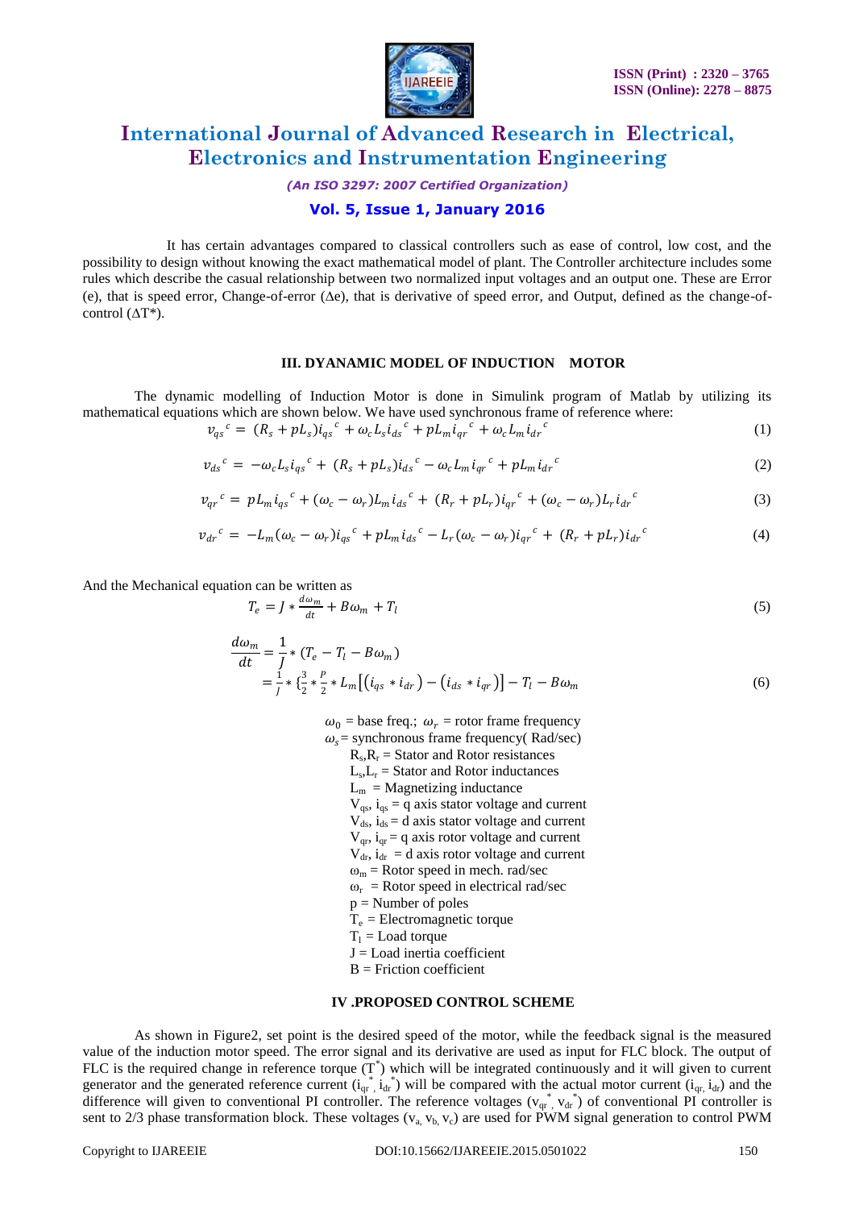It has certain advantages compared to classical controllers such as ease of control, low cost, and the possibility to design without knowing the exact mathematical model of plant. The Controller architecture includes some rules which describe the casual relationship between two normalized input voltages and an output one. These are Error (e), that is speed error, Change-of-error (Δe), that is derivative of speed error, and Output, defined as the change-of-control (ΔT*).

### III. DYNAMIC MODEL OF INDUCTION MOTOR

The dynamic modelling of Induction Motor is done in Simulink program of Matlab by utilizing its mathematical equations which are shown below. We have used synchronous frame of reference where:

$$v_{qs}{}^{c} = (R_s + pL_s)i_{qs}{}^{c} + \omega_c L_s i_{ds}{}^{c} + pL_m i_{qr}{}^{c} + \omega_c L_m i_{dr}{}^{c} \tag{1}$$

$$v_{ds}{}^{c} = -\omega_c L_s i_{qs}{}^{c} + (R_s + pL_s)i_{ds}{}^{c} - \omega_c L_m i_{qr}{}^{c} + pL_m i_{dr}{}^{c} \tag{2}$$

$$v_{qr}{}^{c} = pL_m i_{qs}{}^{c} + (\omega_c - \omega_r)L_m i_{ds}{}^{c} + (R_r + pL_r)i_{qr}{}^{c} + (\omega_c - \omega_r)L_r i_{dr}{}^{c} \tag{3}$$

$$v_{dr}{}^{c} = -L_m(\omega_c - \omega_r)i_{qs}{}^{c} + pL_m i_{ds}{}^{c} - L_r(\omega_c - \omega_r)i_{qr}{}^{c} + (R_r + pL_r)i_{dr}{}^{c} \tag{4}$$

And the Mechanical equation can be written as

$$T_e = J * \frac{d\omega_m}{dt} + B\omega_m + T_l \tag{5}$$

$$\frac{d\omega_m}{dt} = \frac{1}{J} * (T_e - T_l - B\omega_m)$$
$$= \frac{1}{J} * \{\frac{3}{2} * \frac{P}{2} * L_m\left[\left(i_{qs} * i_{dr}\right) - \left(i_{ds} * i_{qr}\right)\right] - T_l - B\omega_m \tag{6}$$

$\omega_0$ = base freq.; $\omega_r$ = rotor frame frequency
$\omega_s$ = synchronous frame frequency( Rad/sec)
$R_s$, $R_r$ = Stator and Rotor resistances
$L_s$, $L_r$ = Stator and Rotor inductances
$L_m$ = Magnetizing inductance
$V_{qs}$, $i_{qs}$ = q axis stator voltage and current
$V_{ds}$, $i_{ds}$ = d axis stator voltage and current
$V_{qr}$, $i_{qr}$ = q axis rotor voltage and current
$V_{dr}$, $i_{dr}$ = d axis rotor voltage and current
$\omega_m$ = Rotor speed in mech. rad/sec
$\omega_r$ = Rotor speed in electrical rad/sec
p = Number of poles
$T_e$ = Electromagnetic torque
$T_l$ = Load torque
J = Load inertia coefficient
B = Friction coefficient

### IV .PROPOSED CONTROL SCHEME

As shown in Figure2, set point is the desired speed of the motor, while the feedback signal is the measured value of the induction motor speed. The error signal and its derivative are used as input for FLC block. The output of FLC is the required change in reference torque ($T^*$) which will be integrated continuously and it will given to current generator and the generated reference current ($i_{qr}^*$, $i_{dr}^*$) will be compared with the actual motor current ($i_{qr}$, $i_{dr}$) and the difference will given to conventional PI controller. The reference voltages ($v_{qr}^*$, $v_{dr}^*$) of conventional PI controller is sent to 2/3 phase transformation block. These voltages ($v_a$, $v_b$, $v_c$) are used for PWM signal generation to control PWM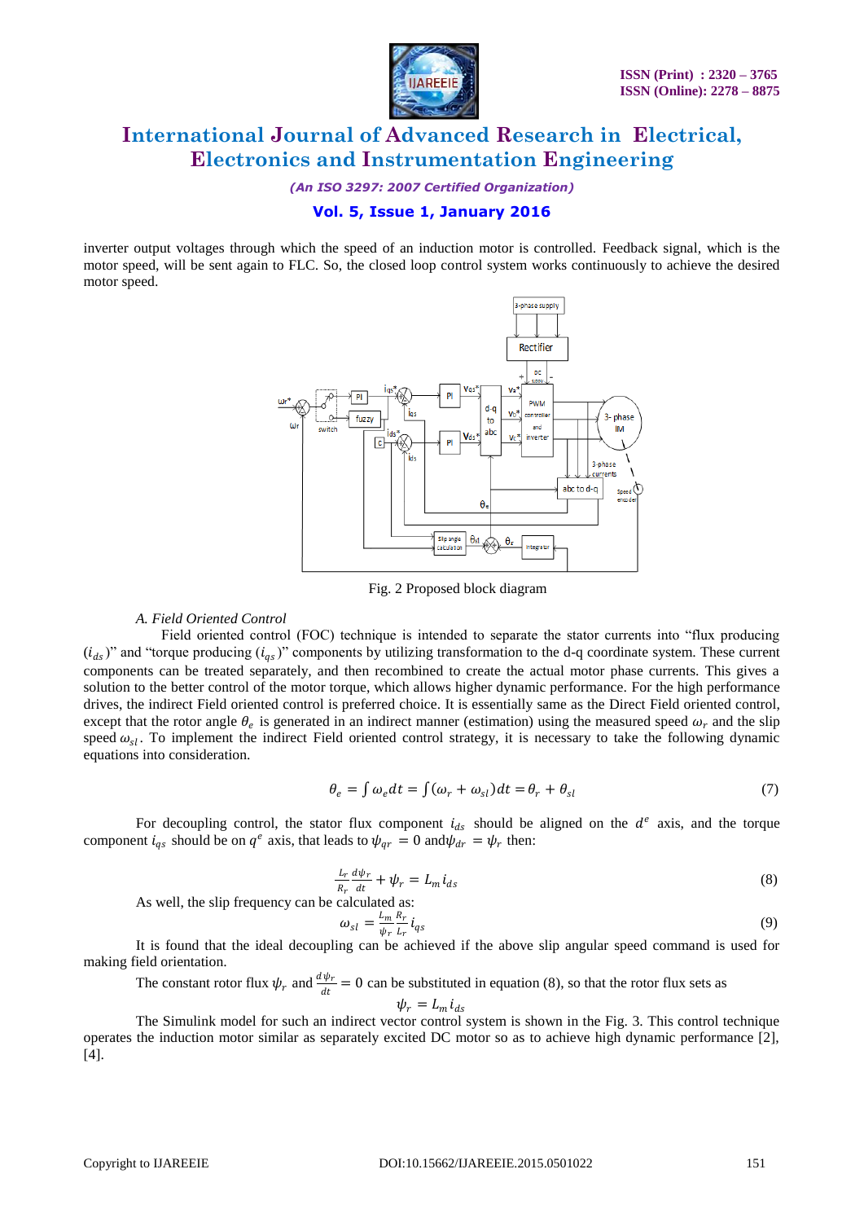inverter output voltages through which the speed of an induction motor is controlled. Feedback signal, which is the motor speed, will be sent again to FLC. So, the closed loop control system works continuously to achieve the desired motor speed.

Fig. 2 Proposed block diagram

### *A. Field Oriented Control*

Field oriented control (FOC) technique is intended to separate the stator currents into "flux producing ($i_{ds}$)" and "torque producing ($i_{qs}$)" components by utilizing transformation to the d-q coordinate system. These current components can be treated separately, and then recombined to create the actual motor phase currents. This gives a solution to the better control of the motor torque, which allows higher dynamic performance. For the high performance drives, the indirect Field oriented control is preferred choice. It is essentially same as the Direct Field oriented control, except that the rotor angle $\theta_e$ is generated in an indirect manner (estimation) using the measured speed $\omega_r$ and the slip speed $\omega_{sl}$. To implement the indirect Field oriented control strategy, it is necessary to take the following dynamic equations into consideration.

$$\theta_e = \int \omega_e dt = \int (\omega_r + \omega_{sl}) dt = \theta_r + \theta_{sl} \tag{7}$$

For decoupling control, the stator flux component $i_{ds}$ should be aligned on the $d^e$ axis, and the torque component $i_{qs}$ should be on $q^e$ axis, that leads to $\psi_{qr} = 0$ and $\psi_{dr} = \psi_r$ then:

$$\frac{L_r}{R_r}\frac{d\psi_r}{dt} + \psi_r = L_m i_{ds} \tag{8}$$

As well, the slip frequency can be calculated as:

$$\omega_{sl} = \frac{L_m}{\psi_r}\frac{R_r}{L_r} i_{qs} \tag{9}$$

It is found that the ideal decoupling can be achieved if the above slip angular speed command is used for making field orientation.

The constant rotor flux $\psi_r$ and $\frac{d\psi_r}{dt} = 0$ can be substituted in equation (8), so that the rotor flux sets as

$$\psi_r = L_m i_{ds}$$

The Simulink model for such an indirect vector control system is shown in the Fig. 3. This control technique operates the induction motor similar as separately excited DC motor so as to achieve high dynamic performance [2], [4].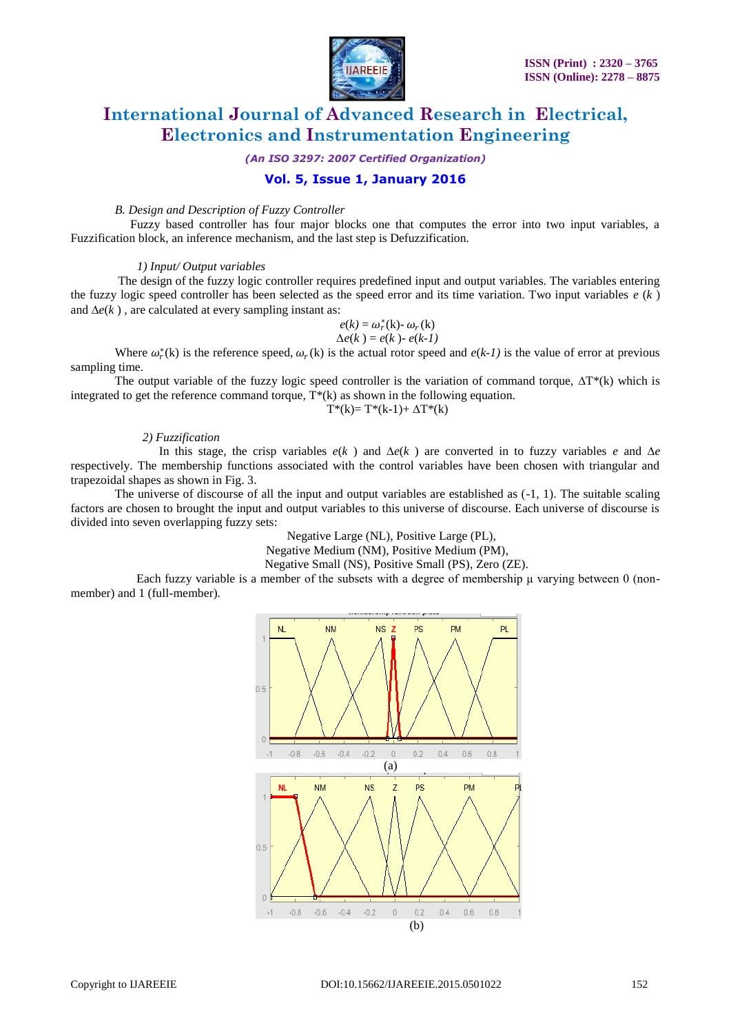*B. Design and Description of Fuzzy Controller*

Fuzzy based controller has four major blocks one that computes the error into two input variables, a Fuzzification block, an inference mechanism, and the last step is Defuzzification.

*1) Input/ Output variables*

The design of the fuzzy logic controller requires predefined input and output variables. The variables entering the fuzzy logic speed controller has been selected as the speed error and its time variation. Two input variables $e(k)$ and $\Delta e(k)$, are calculated at every sampling instant as:

$$e(k) = \omega_r^*(k) - \omega_r(k)$$
$$\Delta e(k) = e(k) - e(k-1)$$

Where $\omega_r^*(k)$ is the reference speed, $\omega_r(k)$ is the actual rotor speed and $e(k-1)$ is the value of error at previous sampling time.

The output variable of the fuzzy logic speed controller is the variation of command torque, $\Delta T^*(k)$ which is integrated to get the reference command torque, $T^*(k)$ as shown in the following equation.

$$T^*(k) = T^*(k-1) + \Delta T^*(k)$$

*2) Fuzzification*

In this stage, the crisp variables $e(k)$ and $\Delta e(k)$ are converted in to fuzzy variables $e$ and $\Delta e$ respectively. The membership functions associated with the control variables have been chosen with triangular and trapezoidal shapes as shown in Fig. 3.

The universe of discourse of all the input and output variables are established as (-1, 1). The suitable scaling factors are chosen to brought the input and output variables to this universe of discourse. Each universe of discourse is divided into seven overlapping fuzzy sets:

Negative Large (NL), Positive Large (PL),
Negative Medium (NM), Positive Medium (PM),
Negative Small (NS), Positive Small (PS), Zero (ZE).

Each fuzzy variable is a member of the subsets with a degree of membership μ varying between 0 (non-member) and 1 (full-member).

(a)

(b)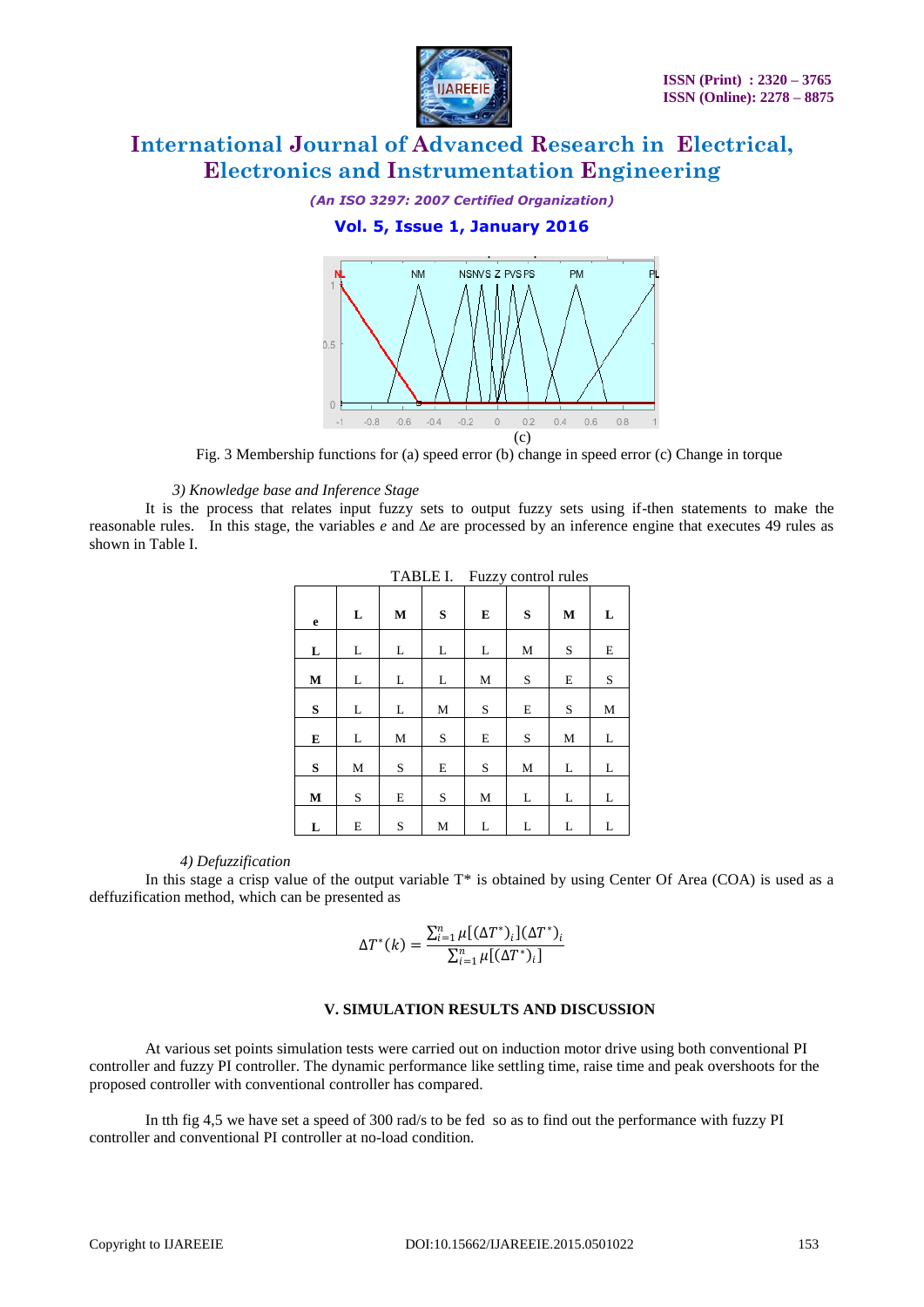(c)

Fig. 3 Membership functions for (a) speed error (b) change in speed error (c) Change in torque

*3) Knowledge base and Inference Stage*

It is the process that relates input fuzzy sets to output fuzzy sets using if-then statements to make the reasonable rules. In this stage, the variables *e* and $\Delta e$ are processed by an inference engine that executes 49 rules as shown in Table I.

TABLE I. Fuzzy control rules

| e | L | M | S | E | S | M | L |
|---|---|---|---|---|---|---|---|
| **L** | L | L | L | L | M | S | E |
| **M** | L | L | L | M | S | E | S |
| **S** | L | L | M | S | E | S | M |
| **E** | L | M | S | E | S | M | L |
| **S** | M | S | E | S | M | L | L |
| **M** | S | E | S | M | L | L | L |
| **L** | E | S | M | L | L | L | L |

*4) Defuzzification*

In this stage a crisp value of the output variable T* is obtained by using Center Of Area (COA) is used as a deffuzification method, which can be presented as

$$\Delta T^{*}(k) = \frac{\sum_{i=1}^{n} \mu[(\Delta T^{*})_i](\Delta T^{*})_i}{\sum_{i=1}^{n} \mu[(\Delta T^{*})_i]}$$

## V. SIMULATION RESULTS AND DISCUSSION

At various set points simulation tests were carried out on induction motor drive using both conventional PI controller and fuzzy PI controller. The dynamic performance like settling time, raise time and peak overshoots for the proposed controller with conventional controller has compared.

In tth fig 4,5 we have set a speed of 300 rad/s to be fed so as to find out the performance with fuzzy PI controller and conventional PI controller at no-load condition.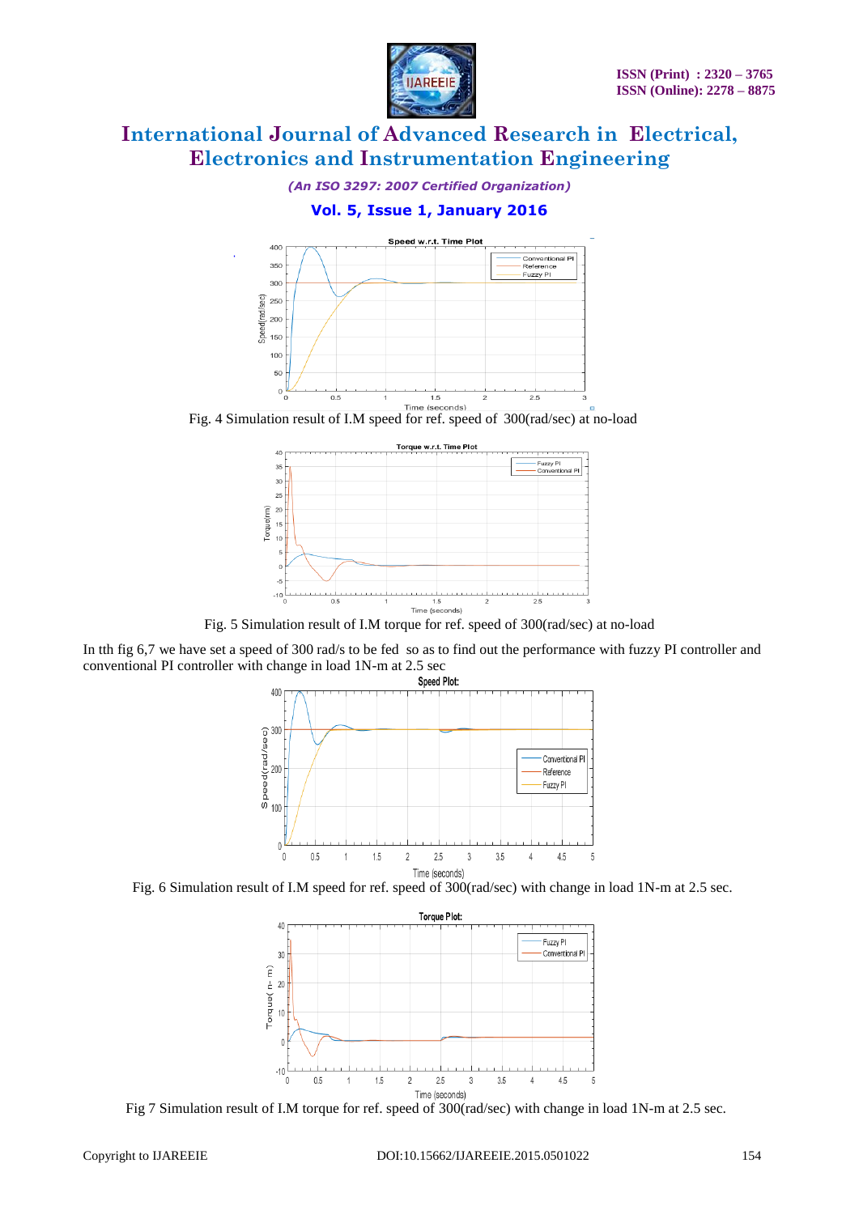Fig. 4 Simulation result of I.M speed for ref. speed of 300(rad/sec) at no-load

Fig. 5 Simulation result of I.M torque for ref. speed of 300(rad/sec) at no-load

In tth fig 6,7 we have set a speed of 300 rad/s to be fed so as to find out the performance with fuzzy PI controller and conventional PI controller with change in load 1N-m at 2.5 sec

Fig. 6 Simulation result of I.M speed for ref. speed of 300(rad/sec) with change in load 1N-m at 2.5 sec.

Fig 7 Simulation result of I.M torque for ref. speed of 300(rad/sec) with change in load 1N-m at 2.5 sec.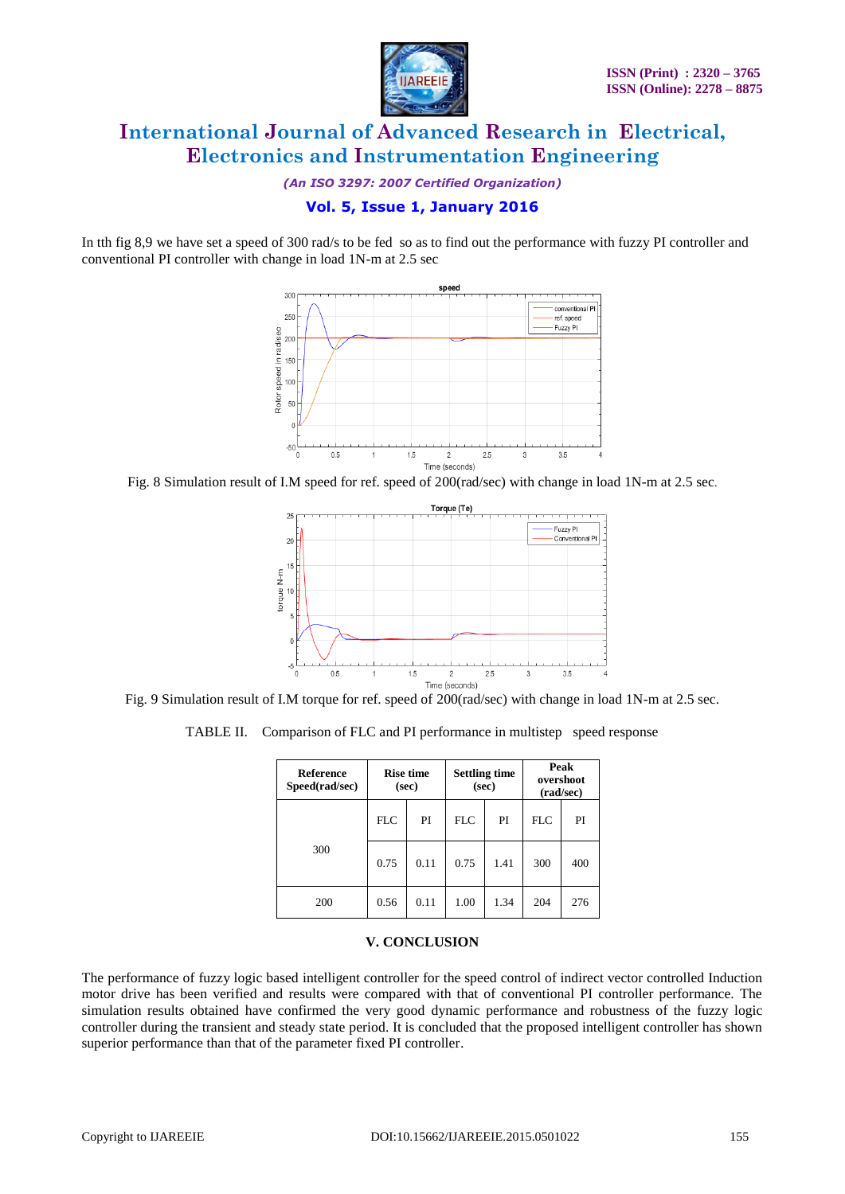In tth fig 8,9 we have set a speed of 300 rad/s to be fed so as to find out the performance with fuzzy PI controller and conventional PI controller with change in load 1N-m at 2.5 sec

Fig. 8 Simulation result of I.M speed for ref. speed of 200(rad/sec) with change in load 1N-m at 2.5 sec.

Fig. 9 Simulation result of I.M torque for ref. speed of 200(rad/sec) with change in load 1N-m at 2.5 sec.

TABLE II. Comparison of FLC and PI performance in multistep speed response

| Reference Speed(rad/sec) | Rise time (sec) | | Settling time (sec) | | Peak overshoot (rad/sec) | |
|---|---|---|---|---|---|---|
| | FLC | PI | FLC | PI | FLC | PI |
| 300 | 0.75 | 0.11 | 0.75 | 1.41 | 300 | 400 |
| 200 | 0.56 | 0.11 | 1.00 | 1.34 | 204 | 276 |

## V. CONCLUSION

The performance of fuzzy logic based intelligent controller for the speed control of indirect vector controlled Induction motor drive has been verified and results were compared with that of conventional PI controller performance. The simulation results obtained have confirmed the very good dynamic performance and robustness of the fuzzy logic controller during the transient and steady state period. It is concluded that the proposed intelligent controller has shown superior performance than that of the parameter fixed PI controller.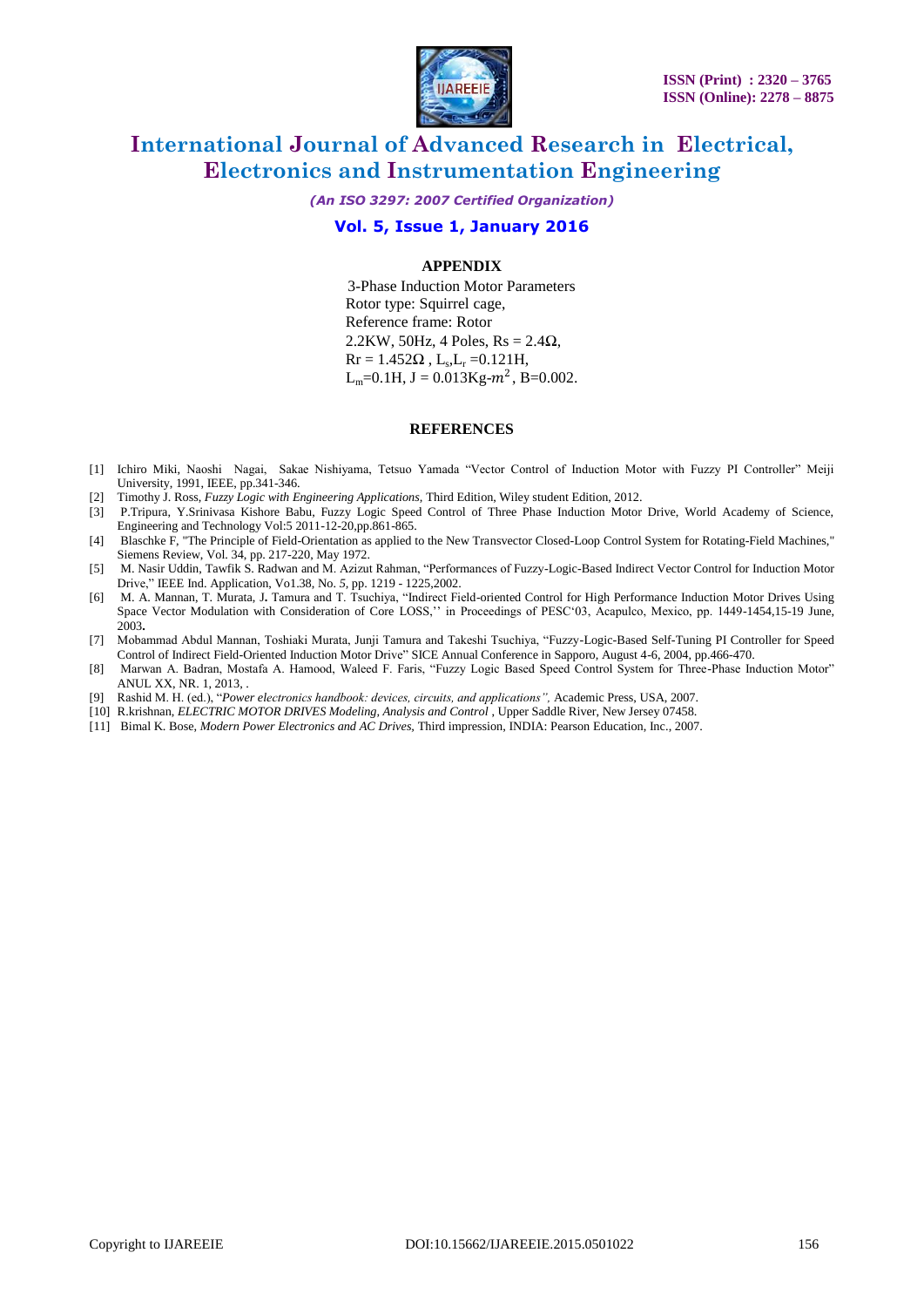## APPENDIX

3-Phase Induction Motor Parameters
Rotor type: Squirrel cage,
Reference frame: Rotor
2.2KW, 50Hz, 4 Poles, Rs = 2.4Ω,
Rr = 1.452Ω , $L_s$,$L_r$ =0.121H,
$L_m$=0.1H, J = 0.013Kg-$m^2$, B=0.002.

## REFERENCES

[1] Ichiro Miki, Naoshi Nagai, Sakae Nishiyama, Tetsuo Yamada "Vector Control of Induction Motor with Fuzzy PI Controller" Meiji University, 1991, IEEE, pp.341-346.

[2] Timothy J. Ross, *Fuzzy Logic with Engineering Applications*, Third Edition, Wiley student Edition, 2012.

[3] P.Tripura, Y.Srinivasa Kishore Babu, Fuzzy Logic Speed Control of Three Phase Induction Motor Drive, World Academy of Science, Engineering and Technology Vol:5 2011-12-20,pp.861-865.

[4] Blaschke F, "The Principle of Field-Orientation as applied to the New Transvector Closed-Loop Control System for Rotating-Field Machines," Siemens Review, Vol. 34, pp. 217-220, May 1972.

[5] M. Nasir Uddin, Tawfik S. Radwan and M. Azizut Rahman, "Performances of Fuzzy-Logic-Based Indirect Vector Control for Induction Motor Drive," IEEE Ind. Application, Vo1.38, No. *5*, pp. 1219 - 1225,2002.

[6] M. A. Mannan, T. Murata, J**.** Tamura and T. Tsuchiya, "Indirect Field-oriented Control for High Performance Induction Motor Drives Using Space Vector Modulation with Consideration of Core LOSS,'' in Proceedings of PESC'03, Acapulco, Mexico, pp. 1449-1454,15-19 June, 2003**.**

[7] Mobammad Abdul Mannan, Toshiaki Murata, Junji Tamura and Takeshi Tsuchiya, "Fuzzy-Logic-Based Self-Tuning PI Controller for Speed Control of Indirect Field-Oriented Induction Motor Drive" SICE Annual Conference in Sapporo, August 4-6, 2004, pp.466-470.

[8] Marwan A. Badran, Mostafa A. Hamood, Waleed F. Faris, "Fuzzy Logic Based Speed Control System for Three-Phase Induction Motor" ANUL XX, NR. 1, 2013, .

[9] Rashid M. H. (ed.), "*Power electronics handbook: devices, circuits, and applications",* Academic Press, USA, 2007.

[10] R.krishnan, *ELECTRIC MOTOR DRIVES Modeling, Analysis and Control* , Upper Saddle River, New Jersey 07458.

[11] Bimal K. Bose, *Modern Power Electronics and AC Drives*, Third impression, INDIA: Pearson Education, Inc., 2007.